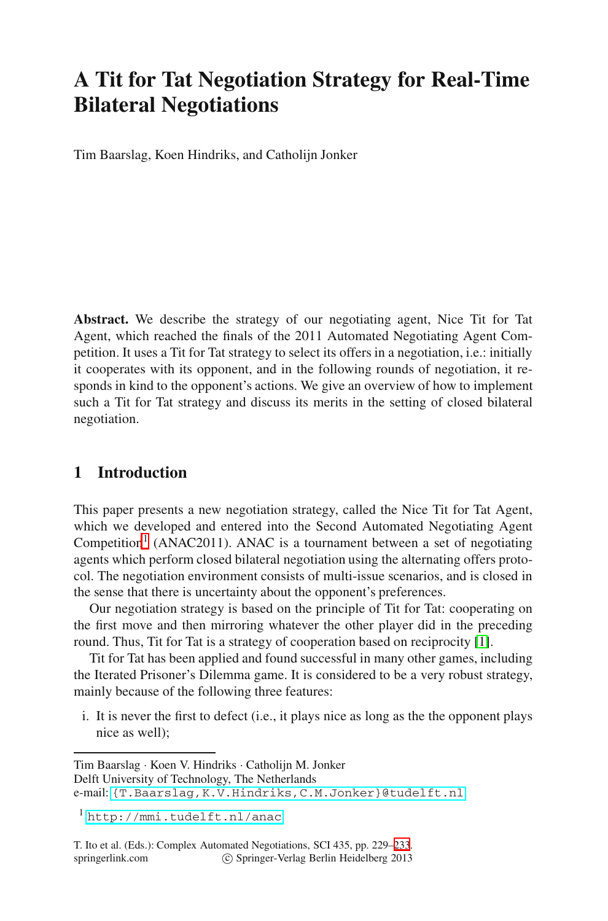# A Tit for Tat Negotiation Strategy for Real-Time Bilateral Negotiations

Tim Baarslag, Koen Hindriks, and Catholijn Jonker

**Abstract.** We describe the strategy of our negotiating agent, Nice Tit for Tat Agent, which reached the finals of the 2011 Automated Negotiating Agent Competition. It uses a Tit for Tat strategy to select its offers in a negotiation, i.e.: initially it cooperates with its opponent, and in the following rounds of negotiation, it responds in kind to the opponent's actions. We give an overview of how to implement such a Tit for Tat strategy and discuss its merits in the setting of closed bilateral negotiation.

## 1 Introduction

This paper presents a new negotiation strategy, called the Nice Tit for Tat Agent, which we developed and entered into the Second Automated Negotiating Agent Competition[1] (ANAC2011). ANAC is a tournament between a set of negotiating agents which perform closed bilateral negotiation using the alternating offers protocol. The negotiation environment consists of multi-issue scenarios, and is closed in the sense that there is uncertainty about the opponent's preferences.

Our negotiation strategy is based on the principle of Tit for Tat: cooperating on the first move and then mirroring whatever the other player did in the preceding round. Thus, Tit for Tat is a strategy of cooperation based on reciprocity [1].

Tit for Tat has been applied and found successful in many other games, including the Iterated Prisoner's Dilemma game. It is considered to be a very robust strategy, mainly because of the following three features:

i. It is never the first to defect (i.e., it plays nice as long as the the opponent plays nice as well);

---

Tim Baarslag · Koen V. Hindriks · Catholijn M. Jonker
Delft University of Technology, The Netherlands
e-mail: {T.Baarslag,K.V.Hindriks,C.M.Jonker}@tudelft.nl

[1] http://mmi.tudelft.nl/anac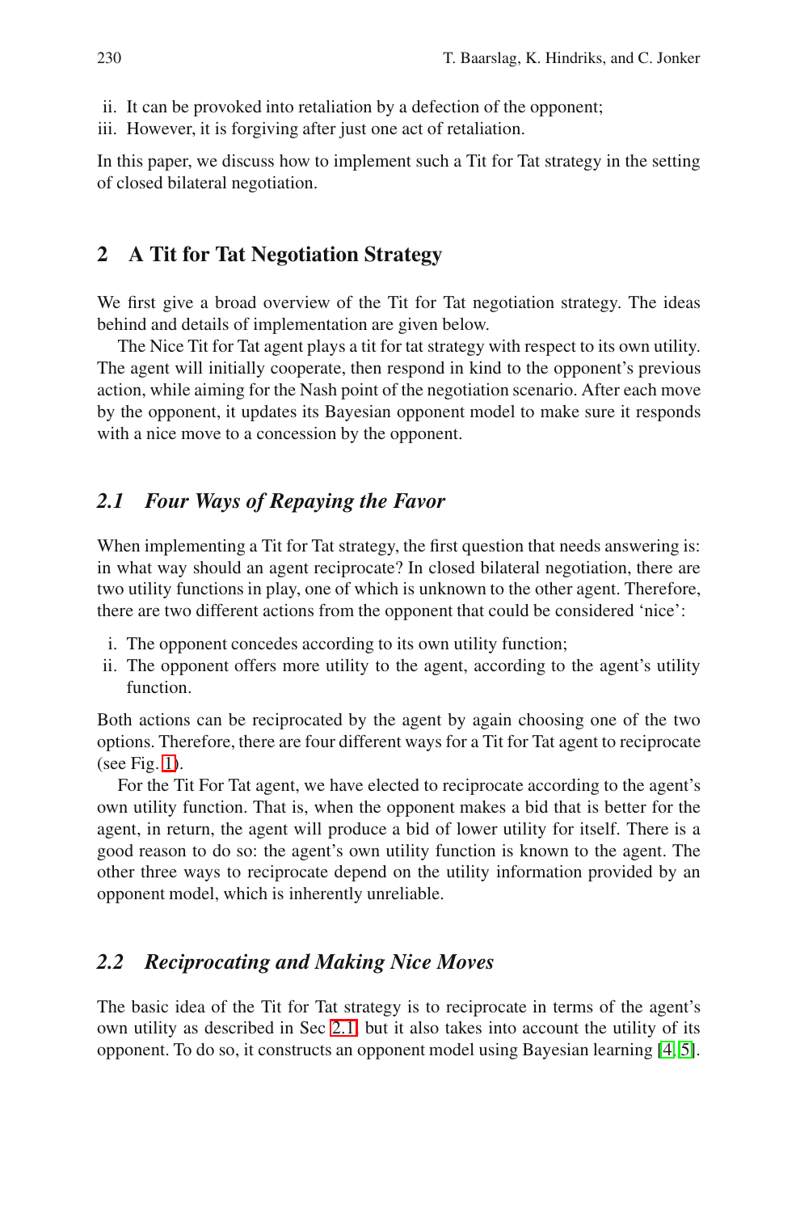ii. It can be provoked into retaliation by a defection of the opponent;
iii. However, it is forgiving after just one act of retaliation.

In this paper, we discuss how to implement such a Tit for Tat strategy in the setting of closed bilateral negotiation.

## 2 A Tit for Tat Negotiation Strategy

We first give a broad overview of the Tit for Tat negotiation strategy. The ideas behind and details of implementation are given below.

The Nice Tit for Tat agent plays a tit for tat strategy with respect to its own utility. The agent will initially cooperate, then respond in kind to the opponent's previous action, while aiming for the Nash point of the negotiation scenario. After each move by the opponent, it updates its Bayesian opponent model to make sure it responds with a nice move to a concession by the opponent.

### 2.1 Four Ways of Repaying the Favor

When implementing a Tit for Tat strategy, the first question that needs answering is: in what way should an agent reciprocate? In closed bilateral negotiation, there are two utility functions in play, one of which is unknown to the other agent. Therefore, there are two different actions from the opponent that could be considered 'nice':

i. The opponent concedes according to its own utility function;
ii. The opponent offers more utility to the agent, according to the agent's utility function.

Both actions can be reciprocated by the agent by again choosing one of the two options. Therefore, there are four different ways for a Tit for Tat agent to reciprocate (see Fig. 1).

For the Tit For Tat agent, we have elected to reciprocate according to the agent's own utility function. That is, when the opponent makes a bid that is better for the agent, in return, the agent will produce a bid of lower utility for itself. There is a good reason to do so: the agent's own utility function is known to the agent. The other three ways to reciprocate depend on the utility information provided by an opponent model, which is inherently unreliable.

### 2.2 Reciprocating and Making Nice Moves

The basic idea of the Tit for Tat strategy is to reciprocate in terms of the agent's own utility as described in Sec 2.1 but it also takes into account the utility of its opponent. To do so, it constructs an opponent model using Bayesian learning [4, 5].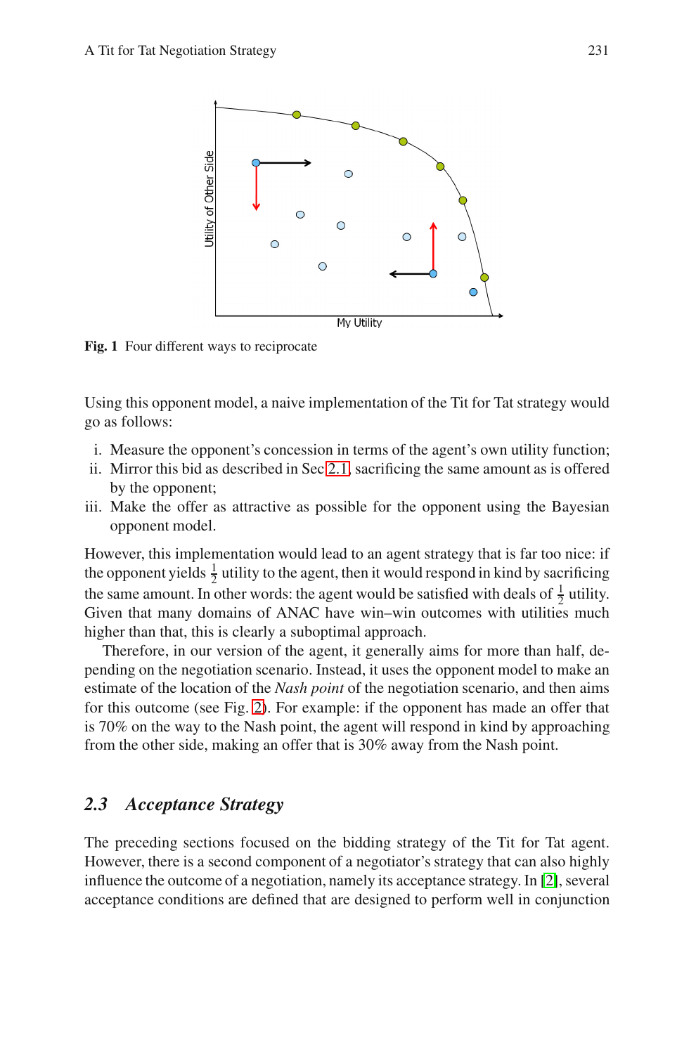Fig. 1 Four different ways to reciprocate

Using this opponent model, a naive implementation of the Tit for Tat strategy would go as follows:

i. Measure the opponent's concession in terms of the agent's own utility function;
ii. Mirror this bid as described in Sec 2.1, sacrificing the same amount as is offered by the opponent;
iii. Make the offer as attractive as possible for the opponent using the Bayesian opponent model.

However, this implementation would lead to an agent strategy that is far too nice: if the opponent yields $\frac{1}{2}$ utility to the agent, then it would respond in kind by sacrificing the same amount. In other words: the agent would be satisfied with deals of $\frac{1}{2}$ utility. Given that many domains of ANAC have win–win outcomes with utilities much higher than that, this is clearly a suboptimal approach.

Therefore, in our version of the agent, it generally aims for more than half, depending on the negotiation scenario. Instead, it uses the opponent model to make an estimate of the location of the *Nash point* of the negotiation scenario, and then aims for this outcome (see Fig. 2). For example: if the opponent has made an offer that is 70% on the way to the Nash point, the agent will respond in kind by approaching from the other side, making an offer that is 30% away from the Nash point.

### 2.3 Acceptance Strategy

The preceding sections focused on the bidding strategy of the Tit for Tat agent. However, there is a second component of a negotiator's strategy that can also highly influence the outcome of a negotiation, namely its acceptance strategy. In [2], several acceptance conditions are defined that are designed to perform well in conjunction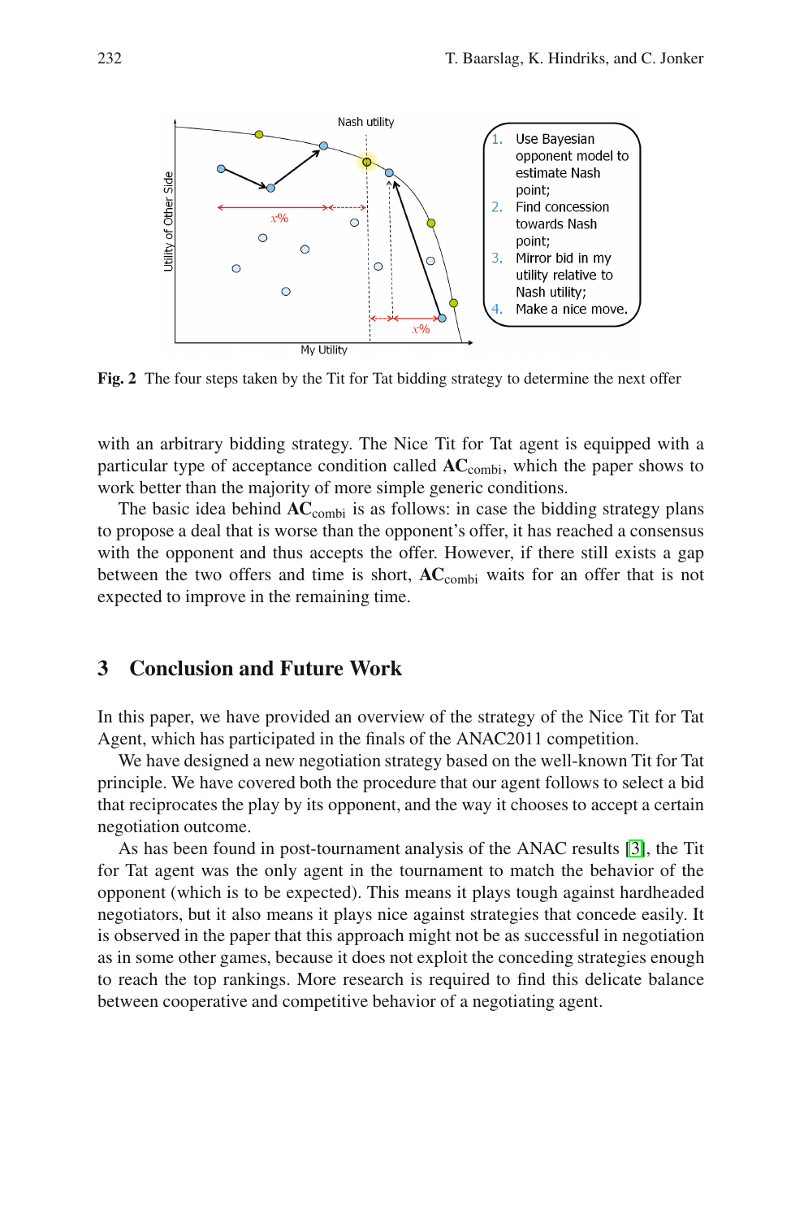Fig. 2 The four steps taken by the Tit for Tat bidding strategy to determine the next offer

with an arbitrary bidding strategy. The Nice Tit for Tat agent is equipped with a particular type of acceptance condition called **AC**$_{\text{combi}}$, which the paper shows to work better than the majority of more simple generic conditions.

The basic idea behind **AC**$_{\text{combi}}$ is as follows: in case the bidding strategy plans to propose a deal that is worse than the opponent's offer, it has reached a consensus with the opponent and thus accepts the offer. However, if there still exists a gap between the two offers and time is short, **AC**$_{\text{combi}}$ waits for an offer that is not expected to improve in the remaining time.

## 3 Conclusion and Future Work

In this paper, we have provided an overview of the strategy of the Nice Tit for Tat Agent, which has participated in the finals of the ANAC2011 competition.

We have designed a new negotiation strategy based on the well-known Tit for Tat principle. We have covered both the procedure that our agent follows to select a bid that reciprocates the play by its opponent, and the way it chooses to accept a certain negotiation outcome.

As has been found in post-tournament analysis of the ANAC results [3], the Tit for Tat agent was the only agent in the tournament to match the behavior of the opponent (which is to be expected). This means it plays tough against hardheaded negotiators, but it also means it plays nice against strategies that concede easily. It is observed in the paper that this approach might not be as successful in negotiation as in some other games, because it does not exploit the conceding strategies enough to reach the top rankings. More research is required to find this delicate balance between cooperative and competitive behavior of a negotiating agent.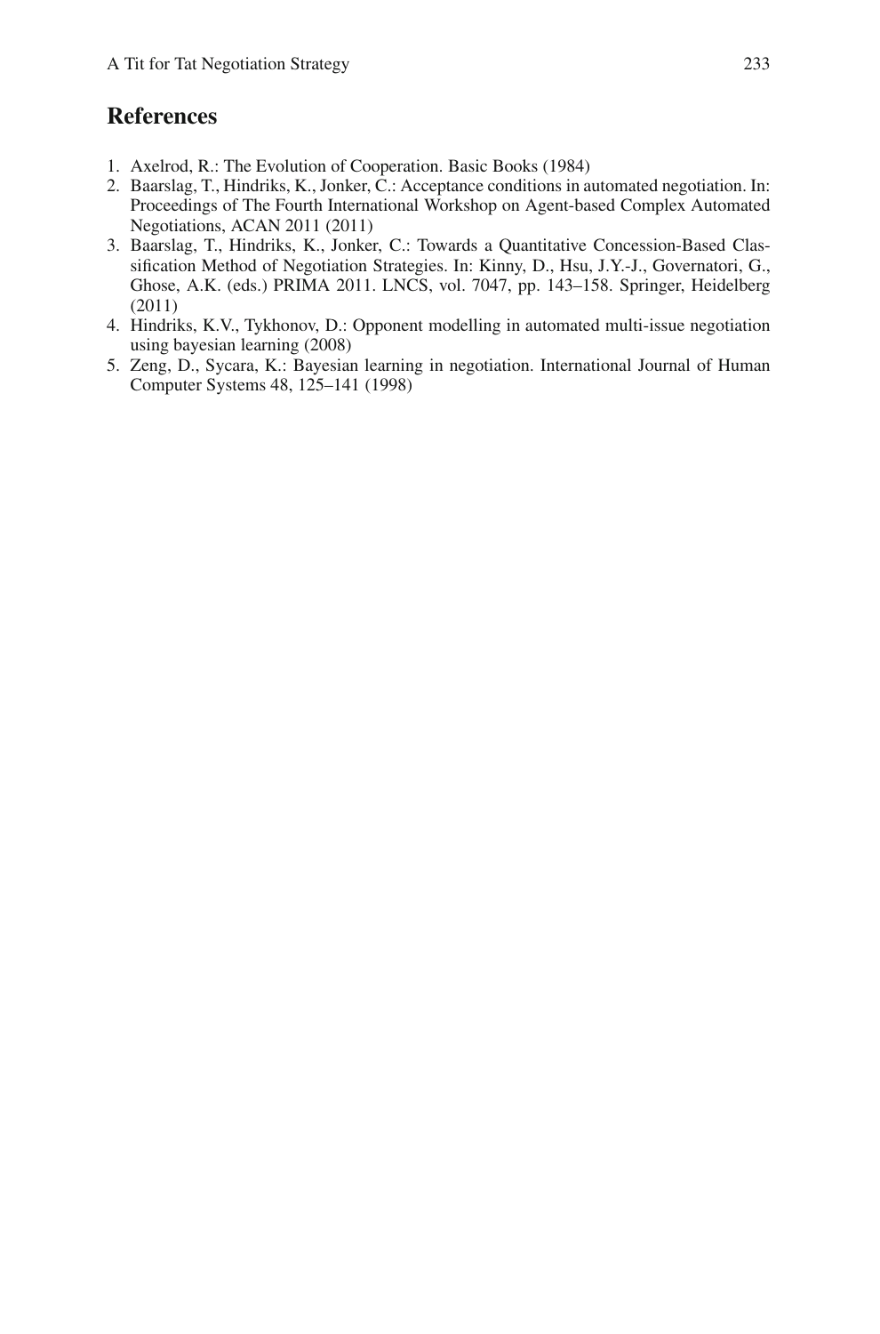## References

1. Axelrod, R.: The Evolution of Cooperation. Basic Books (1984)
2. Baarslag, T., Hindriks, K., Jonker, C.: Acceptance conditions in automated negotiation. In: Proceedings of The Fourth International Workshop on Agent-based Complex Automated Negotiations, ACAN 2011 (2011)
3. Baarslag, T., Hindriks, K., Jonker, C.: Towards a Quantitative Concession-Based Classification Method of Negotiation Strategies. In: Kinny, D., Hsu, J.Y.-J., Governatori, G., Ghose, A.K. (eds.) PRIMA 2011. LNCS, vol. 7047, pp. 143–158. Springer, Heidelberg (2011)
4. Hindriks, K.V., Tykhonov, D.: Opponent modelling in automated multi-issue negotiation using bayesian learning (2008)
5. Zeng, D., Sycara, K.: Bayesian learning in negotiation. International Journal of Human Computer Systems 48, 125–141 (1998)